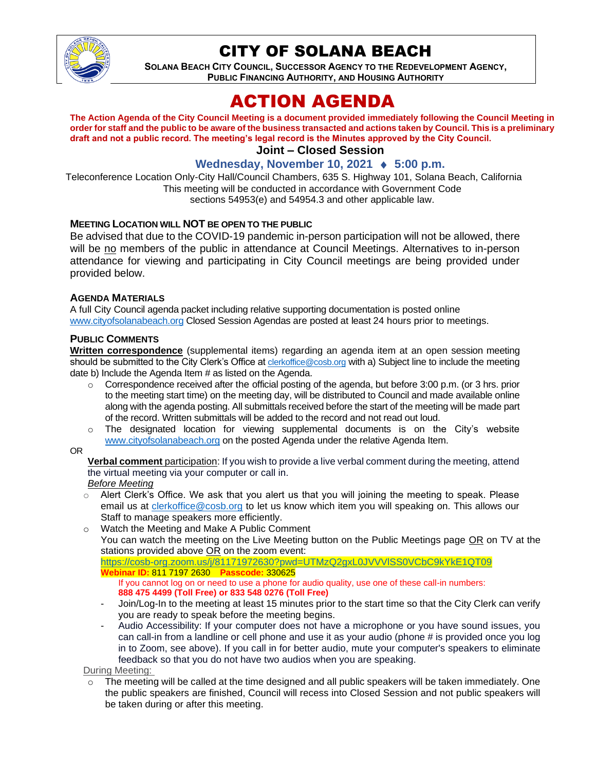# CITY OF SOLANA BEACH

**SOLANA BEACH CITY COUNCIL, SUCCESSOR AGENCY TO THE REDEVELOPMENT AGENCY, PUBLIC FINANCING AUTHORITY, AND HOUSING AUTHORITY**

# ACTION AGENDA

**The Action Agenda of the City Council Meeting is a document provided immediately following the Council Meeting in order for staff and the public to be aware of the business transacted and actions taken by Council. This is a preliminary draft and not a public record. The meeting's legal record is the Minutes approved by the City Council.**

## Joint – Closed Session

### Wednesday, November 10, 2021 ♦ 5:00 p.m.

Teleconference Location Only-City Hall/Council Chambers, 635 S. Highway 101, Solana Beach, California
This meeting will be conducted in accordance with Government Code sections 54953(e) and 54954.3 and other applicable law.

**MEETING LOCATION WILL NOT BE OPEN TO THE PUBLIC**

Be advised that due to the COVID-19 pandemic in-person participation will not be allowed, there will be no members of the public in attendance at Council Meetings. Alternatives to in-person attendance for viewing and participating in City Council meetings are being provided under provided below.

**AGENDA MATERIALS**

A full City Council agenda packet including relative supporting documentation is posted online www.cityofsolanabeach.org Closed Session Agendas are posted at least 24 hours prior to meetings.

**PUBLIC COMMENTS**

**Written correspondence** (supplemental items) regarding an agenda item at an open session meeting should be submitted to the City Clerk's Office at clerkoffice@cosb.org with a) Subject line to include the meeting date b) Include the Agenda Item # as listed on the Agenda.

- Correspondence received after the official posting of the agenda, but before 3:00 p.m. (or 3 hrs. prior to the meeting start time) on the meeting day, will be distributed to Council and made available online along with the agenda posting. All submittals received before the start of the meeting will be made part of the record. Written submittals will be added to the record and not read out loud.
- The designated location for viewing supplemental documents is on the City's website www.cityofsolanabeach.org on the posted Agenda under the relative Agenda Item.

OR

**Verbal comment** participation: If you wish to provide a live verbal comment during the meeting, attend the virtual meeting via your computer or call in.

*Before Meeting*

- Alert Clerk's Office. We ask that you alert us that you will joining the meeting to speak. Please email us at clerkoffice@cosb.org to let us know which item you will speaking on. This allows our Staff to manage speakers more efficiently.
- Watch the Meeting and Make A Public Comment
  You can watch the meeting on the Live Meeting button on the Public Meetings page OR on TV at the stations provided above OR on the zoom event:
  https://cosb-org.zoom.us/j/81171972630?pwd=UTMzQ2gxL0JVVVlSS0VCbC9kYkE1QT09
  **Webinar ID:** 811 7197 2630 **Passcode:** 330625
  If you cannot log on or need to use a phone for audio quality, use one of these call-in numbers:
  **888 475 4499 (Toll Free) or 833 548 0276 (Toll Free)**
  - Join/Log-In to the meeting at least 15 minutes prior to the start time so that the City Clerk can verify you are ready to speak before the meeting begins.
  - Audio Accessibility: If your computer does not have a microphone or you have sound issues, you can call-in from a landline or cell phone and use it as your audio (phone # is provided once you log in to Zoom, see above). If you call in for better audio, mute your computer's speakers to eliminate feedback so that you do not have two audios when you are speaking.

During Meeting:

- The meeting will be called at the time designed and all public speakers will be taken immediately. One the public speakers are finished, Council will recess into Closed Session and not public speakers will be taken during or after this meeting.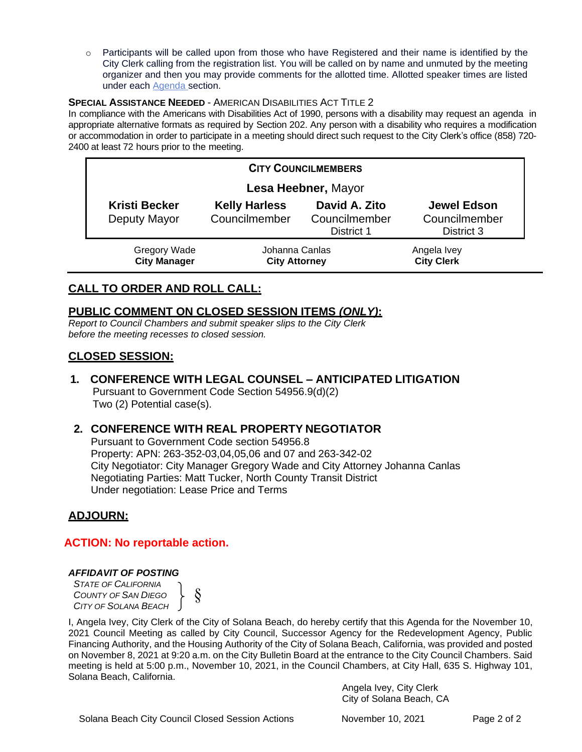- Participants will be called upon from those who have Registered and their name is identified by the City Clerk calling from the registration list. You will be called on by name and unmuted by the meeting organizer and then you may provide comments for the allotted time. Allotted speaker times are listed under each Agenda section.

**SPECIAL ASSISTANCE NEEDED** - AMERICAN DISABILITIES ACT TITLE 2
In compliance with the Americans with Disabilities Act of 1990, persons with a disability may request an agenda in appropriate alternative formats as required by Section 202. Any person with a disability who requires a modification or accommodation in order to participate in a meeting should direct such request to the City Clerk's office (858) 720-2400 at least 72 hours prior to the meeting.

| CITY COUNCILMEMBERS | | | |
|---|---|---|---|
| **Lesa Heebner,** Mayor | | | |
| **Kristi Becker** Deputy Mayor | **Kelly Harless** Councilmember | **David A. Zito** Councilmember District 1 | **Jewel Edson** Councilmember District 3 |
| Gregory Wade **City Manager** | Johanna Canlas **City Attorney** | | Angela Ivey **City Clerk** |

## CALL TO ORDER AND ROLL CALL:

## PUBLIC COMMENT ON CLOSED SESSION ITEMS *(ONLY)*:

*Report to Council Chambers and submit speaker slips to the City Clerk before the meeting recesses to closed session.*

## CLOSED SESSION:

### 1. CONFERENCE WITH LEGAL COUNSEL – ANTICIPATED LITIGATION

Pursuant to Government Code Section 54956.9(d)(2)
Two (2) Potential case(s).

### 2. CONFERENCE WITH REAL PROPERTY NEGOTIATOR

Pursuant to Government Code section 54956.8
Property: APN: 263-352-03,04,05,06 and 07 and 263-342-02
City Negotiator: City Manager Gregory Wade and City Attorney Johanna Canlas
Negotiating Parties: Matt Tucker, North County Transit District
Under negotiation: Lease Price and Terms

## ADJOURN:

## ACTION: No reportable action.

***AFFIDAVIT OF POSTING***

*STATE OF CALIFORNIA*
*COUNTY OF SAN DIEGO* §
*CITY OF SOLANA BEACH*

I, Angela Ivey, City Clerk of the City of Solana Beach, do hereby certify that this Agenda for the November 10, 2021 Council Meeting as called by City Council, Successor Agency for the Redevelopment Agency, Public Financing Authority, and the Housing Authority of the City of Solana Beach, California, was provided and posted on November 8, 2021 at 9:20 a.m. on the City Bulletin Board at the entrance to the City Council Chambers. Said meeting is held at 5:00 p.m., November 10, 2021, in the Council Chambers, at City Hall, 635 S. Highway 101, Solana Beach, California.

Angela Ivey, City Clerk
City of Solana Beach, CA